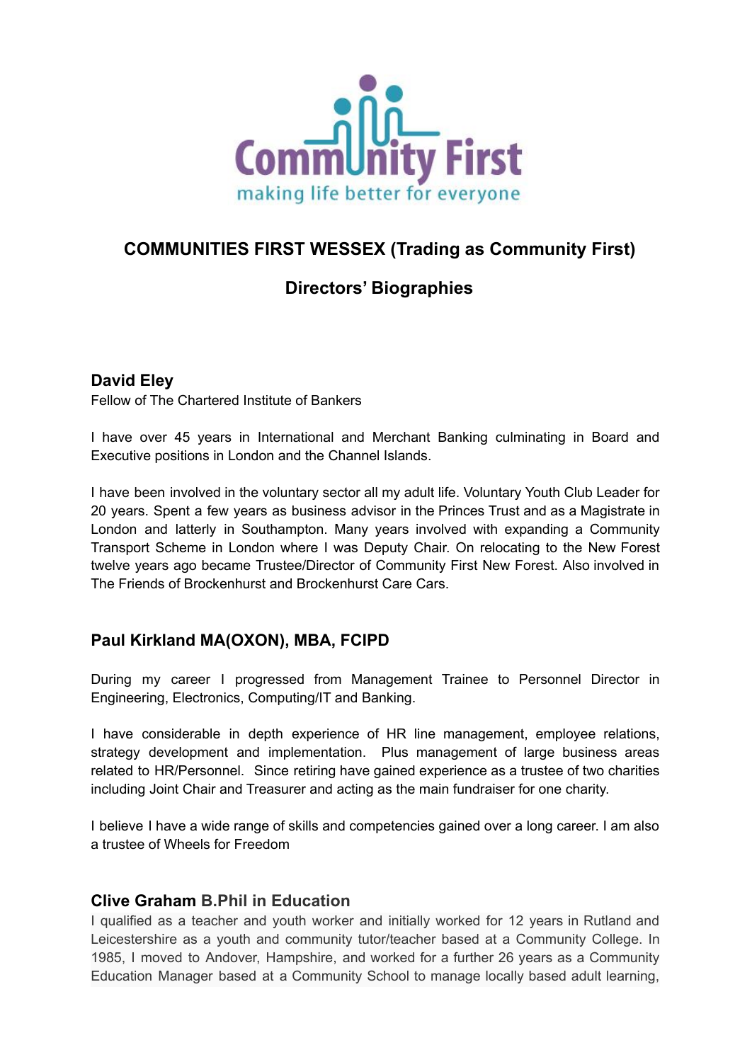Community First
making life better for everyone

# COMMUNITIES FIRST WESSEX (Trading as Community First)

## Directors' Biographies

### David Eley

Fellow of The Chartered Institute of Bankers

I have over 45 years in International and Merchant Banking culminating in Board and Executive positions in London and the Channel Islands.

I have been involved in the voluntary sector all my adult life. Voluntary Youth Club Leader for 20 years. Spent a few years as business advisor in the Princes Trust and as a Magistrate in London and latterly in Southampton. Many years involved with expanding a Community Transport Scheme in London where I was Deputy Chair. On relocating to the New Forest twelve years ago became Trustee/Director of Community First New Forest. Also involved in The Friends of Brockenhurst and Brockenhurst Care Cars.

### Paul Kirkland MA(OXON), MBA, FCIPD

During my career I progressed from Management Trainee to Personnel Director in Engineering, Electronics, Computing/IT and Banking.

I have considerable in depth experience of HR line management, employee relations, strategy development and implementation. Plus management of large business areas related to HR/Personnel. Since retiring have gained experience as a trustee of two charities including Joint Chair and Treasurer and acting as the main fundraiser for one charity.

I believe I have a wide range of skills and competencies gained over a long career. I am also a trustee of Wheels for Freedom

### Clive Graham B.Phil in Education

I qualified as a teacher and youth worker and initially worked for 12 years in Rutland and Leicestershire as a youth and community tutor/teacher based at a Community College. In 1985, I moved to Andover, Hampshire, and worked for a further 26 years as a Community Education Manager based at a Community School to manage locally based adult learning,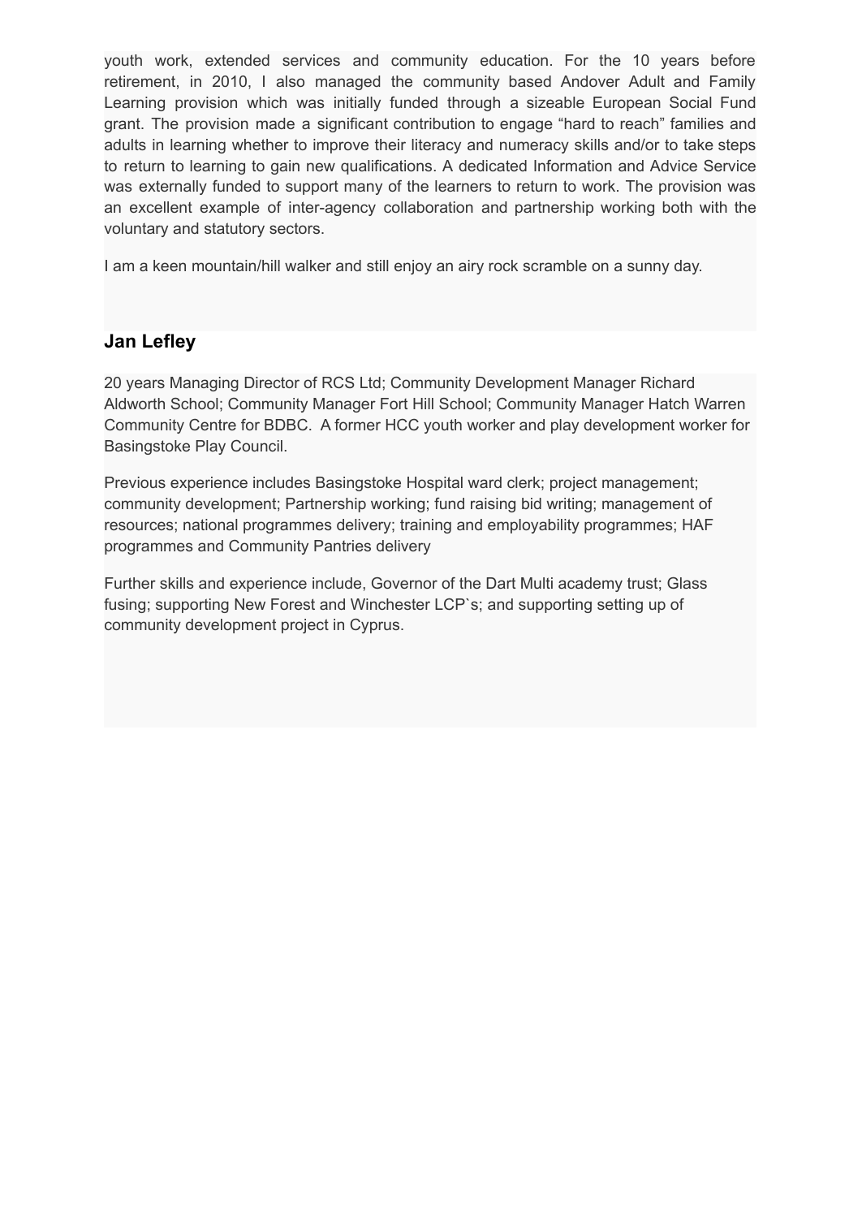youth work, extended services and community education. For the 10 years before retirement, in 2010, I also managed the community based Andover Adult and Family Learning provision which was initially funded through a sizeable European Social Fund grant. The provision made a significant contribution to engage "hard to reach" families and adults in learning whether to improve their literacy and numeracy skills and/or to take steps to return to learning to gain new qualifications. A dedicated Information and Advice Service was externally funded to support many of the learners to return to work. The provision was an excellent example of inter-agency collaboration and partnership working both with the voluntary and statutory sectors.

I am a keen mountain/hill walker and still enjoy an airy rock scramble on a sunny day.

## Jan Lefley

20 years Managing Director of RCS Ltd; Community Development Manager Richard Aldworth School; Community Manager Fort Hill School; Community Manager Hatch Warren Community Centre for BDBC. A former HCC youth worker and play development worker for Basingstoke Play Council.

Previous experience includes Basingstoke Hospital ward clerk; project management; community development; Partnership working; fund raising bid writing; management of resources; national programmes delivery; training and employability programmes; HAF programmes and Community Pantries delivery

Further skills and experience include, Governor of the Dart Multi academy trust; Glass fusing; supporting New Forest and Winchester LCP`s; and supporting setting up of community development project in Cyprus.